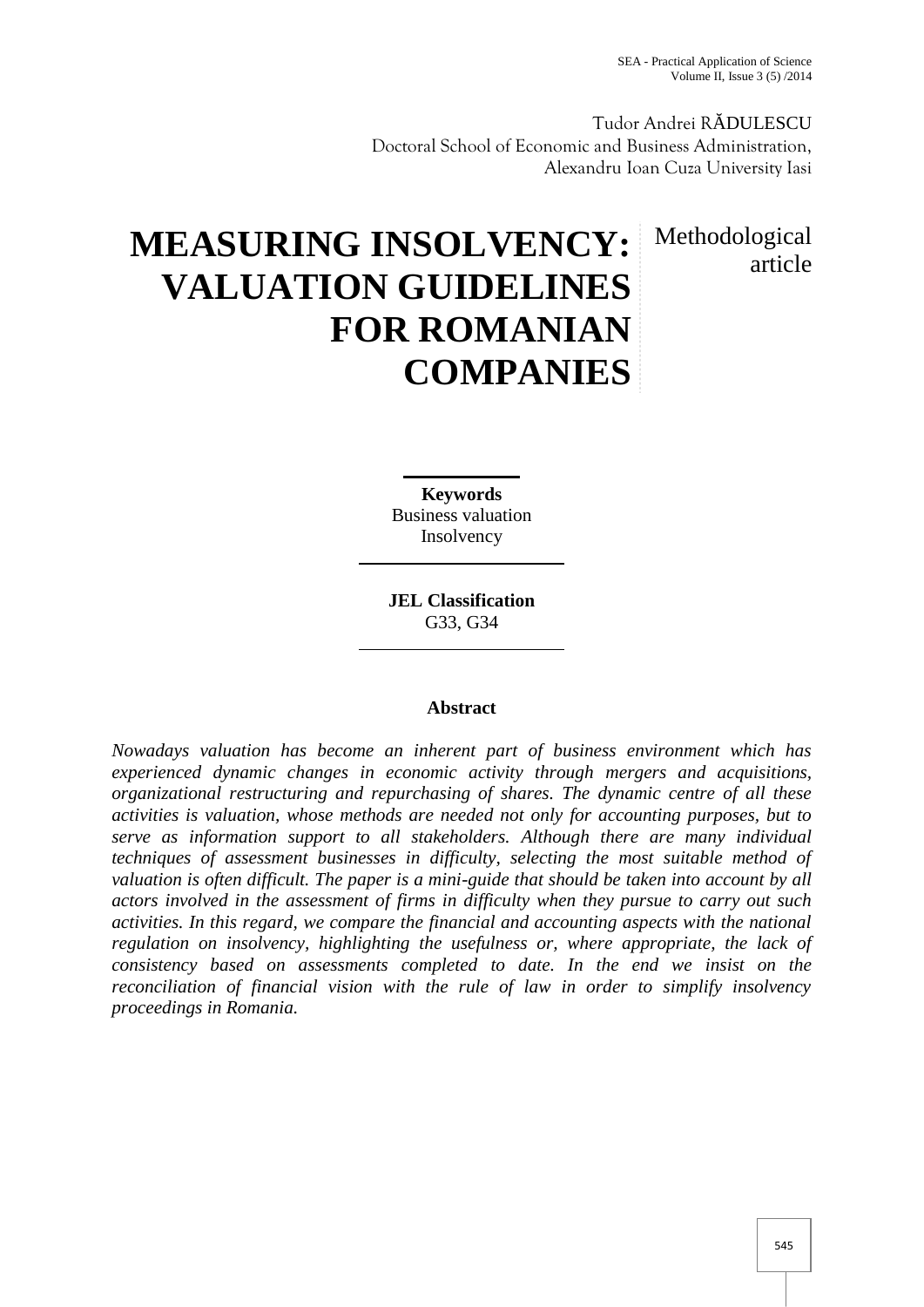Tudor Andrei RĂDULESCU
Doctoral School of Economic and Business Administration,
Alexandru Ioan Cuza University Iasi

# MEASURING INSOLVENCY: VALUATION GUIDELINES FOR ROMANIAN COMPANIES

Methodological article

**Keywords**
Business valuation
Insolvency

**JEL Classification**
G33, G34

**Abstract**

*Nowadays valuation has become an inherent part of business environment which has experienced dynamic changes in economic activity through mergers and acquisitions, organizational restructuring and repurchasing of shares. The dynamic centre of all these activities is valuation, whose methods are needed not only for accounting purposes, but to serve as information support to all stakeholders. Although there are many individual techniques of assessment businesses in difficulty, selecting the most suitable method of valuation is often difficult. The paper is a mini-guide that should be taken into account by all actors involved in the assessment of firms in difficulty when they pursue to carry out such activities. In this regard, we compare the financial and accounting aspects with the national regulation on insolvency, highlighting the usefulness or, where appropriate, the lack of consistency based on assessments completed to date. In the end we insist on the reconciliation of financial vision with the rule of law in order to simplify insolvency proceedings in Romania.*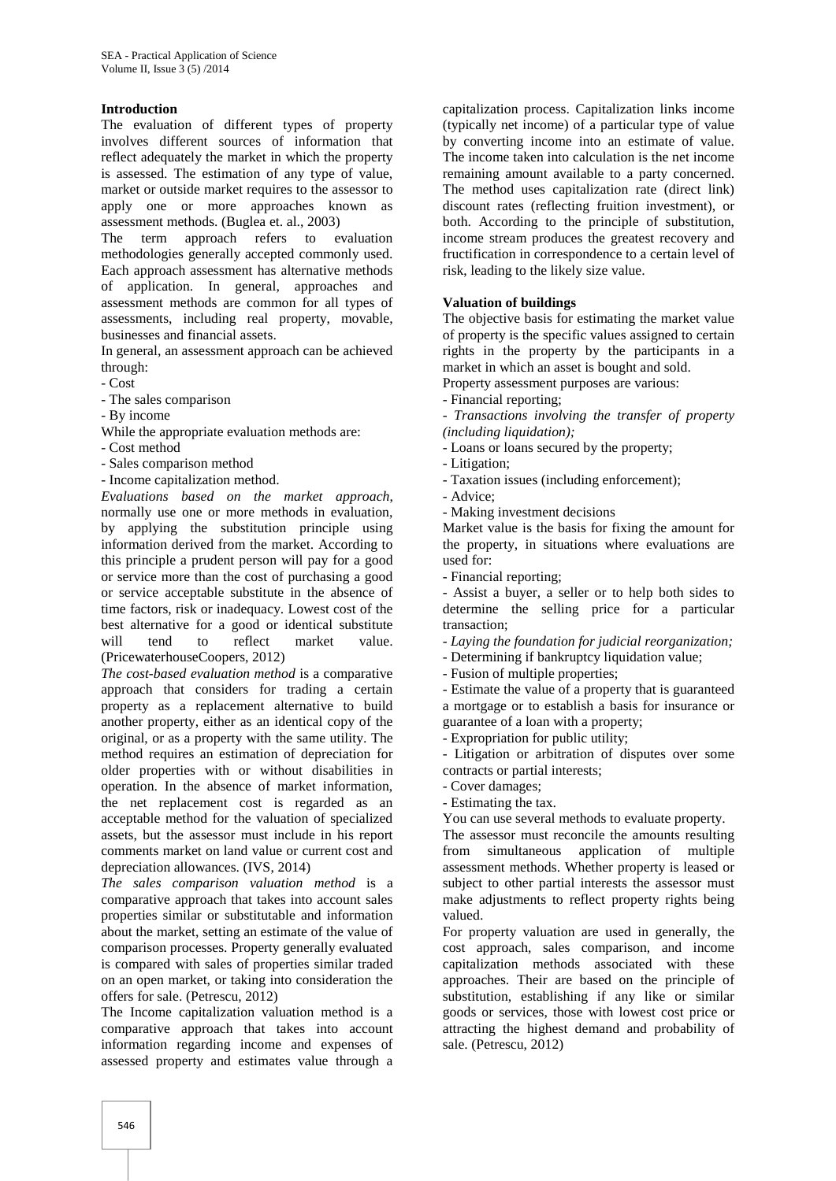## Introduction

The evaluation of different types of property involves different sources of information that reflect adequately the market in which the property is assessed. The estimation of any type of value, market or outside market requires to the assessor to apply one or more approaches known as assessment methods. (Buglea et. al., 2003)

The term approach refers to evaluation methodologies generally accepted commonly used. Each approach assessment has alternative methods of application. In general, approaches and assessment methods are common for all types of assessments, including real property, movable, businesses and financial assets.

In general, an assessment approach can be achieved through:

- Cost
- The sales comparison
- By income

While the appropriate evaluation methods are:

- Cost method
- Sales comparison method
- Income capitalization method.

*Evaluations based on the market approach*, normally use one or more methods in evaluation, by applying the substitution principle using information derived from the market. According to this principle a prudent person will pay for a good or service more than the cost of purchasing a good or service acceptable substitute in the absence of time factors, risk or inadequacy. Lowest cost of the best alternative for a good or identical substitute will tend to reflect market value. (PricewaterhouseCoopers, 2012)

*The cost-based evaluation method* is a comparative approach that considers for trading a certain property as a replacement alternative to build another property, either as an identical copy of the original, or as a property with the same utility. The method requires an estimation of depreciation for older properties with or without disabilities in operation. In the absence of market information, the net replacement cost is regarded as an acceptable method for the valuation of specialized assets, but the assessor must include in his report comments market on land value or current cost and depreciation allowances. (IVS, 2014)

*The sales comparison valuation method* is a comparative approach that takes into account sales properties similar or substitutable and information about the market, setting an estimate of the value of comparison processes. Property generally evaluated is compared with sales of properties similar traded on an open market, or taking into consideration the offers for sale. (Petrescu, 2012)

The Income capitalization valuation method is a comparative approach that takes into account information regarding income and expenses of assessed property and estimates value through a capitalization process. Capitalization links income (typically net income) of a particular type of value by converting income into an estimate of value. The income taken into calculation is the net income remaining amount available to a party concerned. The method uses capitalization rate (direct link) discount rates (reflecting fruition investment), or both. According to the principle of substitution, income stream produces the greatest recovery and fructification in correspondence to a certain level of risk, leading to the likely size value.

## Valuation of buildings

The objective basis for estimating the market value of property is the specific values assigned to certain rights in the property by the participants in a market in which an asset is bought and sold.

Property assessment purposes are various:

- Financial reporting;
- *Transactions involving the transfer of property (including liquidation);*
- Loans or loans secured by the property;
- Litigation;
- Taxation issues (including enforcement);
- Advice;
- Making investment decisions

Market value is the basis for fixing the amount for the property, in situations where evaluations are used for:

- Financial reporting;
- Assist a buyer, a seller or to help both sides to determine the selling price for a particular transaction;
- *Laying the foundation for judicial reorganization;*
- Determining if bankruptcy liquidation value;
- Fusion of multiple properties;
- Estimate the value of a property that is guaranteed a mortgage or to establish a basis for insurance or guarantee of a loan with a property;
- Expropriation for public utility;
- Litigation or arbitration of disputes over some contracts or partial interests;
- Cover damages;
- Estimating the tax.

You can use several methods to evaluate property.

The assessor must reconcile the amounts resulting from simultaneous application of multiple assessment methods. Whether property is leased or subject to other partial interests the assessor must make adjustments to reflect property rights being valued.

For property valuation are used in generally, the cost approach, sales comparison, and income capitalization methods associated with these approaches. Their are based on the principle of substitution, establishing if any like or similar goods or services, those with lowest cost price or attracting the highest demand and probability of sale. (Petrescu, 2012)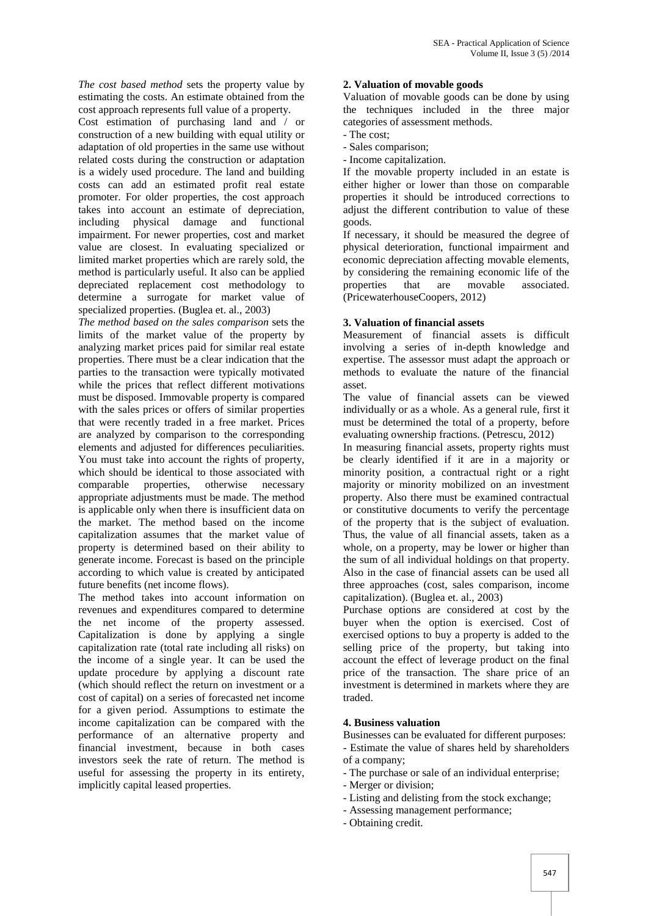*The cost based method* sets the property value by estimating the costs. An estimate obtained from the cost approach represents full value of a property.

Cost estimation of purchasing land and / or construction of a new building with equal utility or adaptation of old properties in the same use without related costs during the construction or adaptation is a widely used procedure. The land and building costs can add an estimated profit real estate promoter. For older properties, the cost approach takes into account an estimate of depreciation, including physical damage and functional impairment. For newer properties, cost and market value are closest. In evaluating specialized or limited market properties which are rarely sold, the method is particularly useful. It also can be applied depreciated replacement cost methodology to determine a surrogate for market value of specialized properties. (Buglea et. al., 2003)

*The method based on the sales comparison* sets the limits of the market value of the property by analyzing market prices paid for similar real estate properties. There must be a clear indication that the parties to the transaction were typically motivated while the prices that reflect different motivations must be disposed. Immovable property is compared with the sales prices or offers of similar properties that were recently traded in a free market. Prices are analyzed by comparison to the corresponding elements and adjusted for differences peculiarities. You must take into account the rights of property, which should be identical to those associated with comparable properties, otherwise necessary appropriate adjustments must be made. The method is applicable only when there is insufficient data on the market. The method based on the income capitalization assumes that the market value of property is determined based on their ability to generate income. Forecast is based on the principle according to which value is created by anticipated future benefits (net income flows).

The method takes into account information on revenues and expenditures compared to determine the net income of the property assessed. Capitalization is done by applying a single capitalization rate (total rate including all risks) on the income of a single year. It can be used the update procedure by applying a discount rate (which should reflect the return on investment or a cost of capital) on a series of forecasted net income for a given period. Assumptions to estimate the income capitalization can be compared with the performance of an alternative property and financial investment, because in both cases investors seek the rate of return. The method is useful for assessing the property in its entirety, implicitly capital leased properties.

**2. Valuation of movable goods**

Valuation of movable goods can be done by using the techniques included in the three major categories of assessment methods.

- The cost;
- Sales comparison;
- Income capitalization.

If the movable property included in an estate is either higher or lower than those on comparable properties it should be introduced corrections to adjust the different contribution to value of these goods.

If necessary, it should be measured the degree of physical deterioration, functional impairment and economic depreciation affecting movable elements, by considering the remaining economic life of the properties that are movable associated. (PricewaterhouseCoopers, 2012)

**3. Valuation of financial assets**

Measurement of financial assets is difficult involving a series of in-depth knowledge and expertise. The assessor must adapt the approach or methods to evaluate the nature of the financial asset.

The value of financial assets can be viewed individually or as a whole. As a general rule, first it must be determined the total of a property, before evaluating ownership fractions. (Petrescu, 2012)

In measuring financial assets, property rights must be clearly identified if it are in a majority or minority position, a contractual right or a right majority or minority mobilized on an investment property. Also there must be examined contractual or constitutive documents to verify the percentage of the property that is the subject of evaluation. Thus, the value of all financial assets, taken as a whole, on a property, may be lower or higher than the sum of all individual holdings on that property. Also in the case of financial assets can be used all three approaches (cost, sales comparison, income capitalization). (Buglea et. al., 2003)

Purchase options are considered at cost by the buyer when the option is exercised. Cost of exercised options to buy a property is added to the selling price of the property, but taking into account the effect of leverage product on the final price of the transaction. The share price of an investment is determined in markets where they are traded.

**4. Business valuation**

Businesses can be evaluated for different purposes:

- Estimate the value of shares held by shareholders of a company;
- The purchase or sale of an individual enterprise;
- Merger or division;
- Listing and delisting from the stock exchange;
- Assessing management performance;
- Obtaining credit.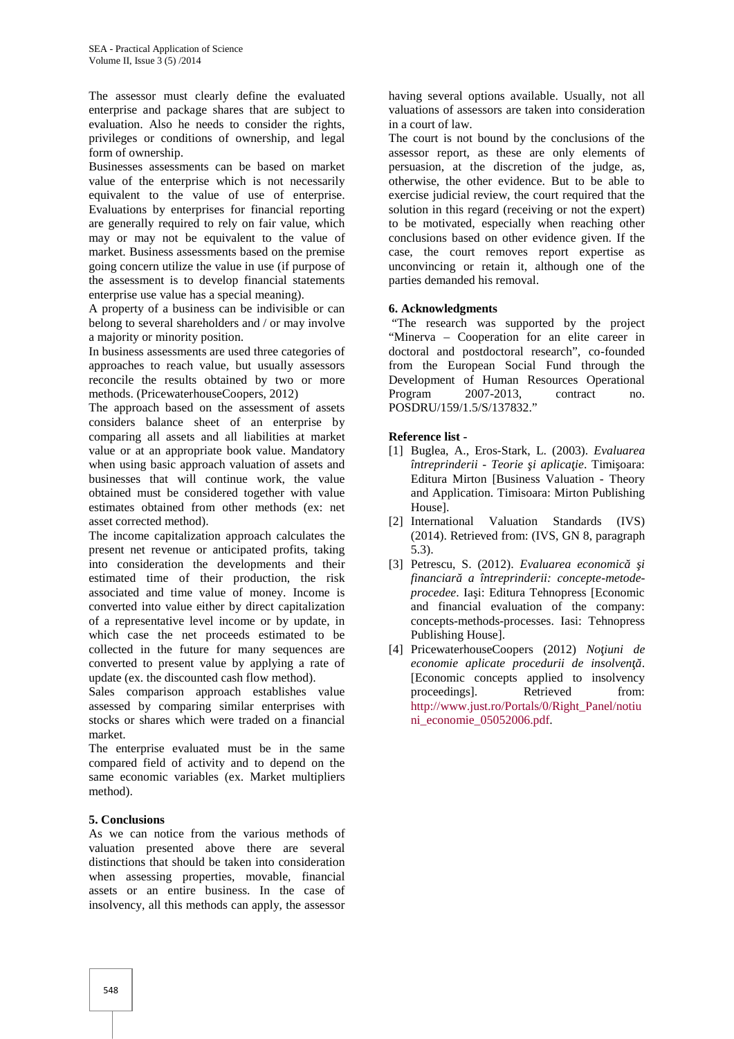The assessor must clearly define the evaluated enterprise and package shares that are subject to evaluation. Also he needs to consider the rights, privileges or conditions of ownership, and legal form of ownership.

Businesses assessments can be based on market value of the enterprise which is not necessarily equivalent to the value of use of enterprise. Evaluations by enterprises for financial reporting are generally required to rely on fair value, which may or may not be equivalent to the value of market. Business assessments based on the premise going concern utilize the value in use (if purpose of the assessment is to develop financial statements enterprise use value has a special meaning).

A property of a business can be indivisible or can belong to several shareholders and / or may involve a majority or minority position.

In business assessments are used three categories of approaches to reach value, but usually assessors reconcile the results obtained by two or more methods. (PricewaterhouseCoopers, 2012)

The approach based on the assessment of assets considers balance sheet of an enterprise by comparing all assets and all liabilities at market value or at an appropriate book value. Mandatory when using basic approach valuation of assets and businesses that will continue work, the value obtained must be considered together with value estimates obtained from other methods (ex: net asset corrected method).

The income capitalization approach calculates the present net revenue or anticipated profits, taking into consideration the developments and their estimated time of their production, the risk associated and time value of money. Income is converted into value either by direct capitalization of a representative level income or by update, in which case the net proceeds estimated to be collected in the future for many sequences are converted to present value by applying a rate of update (ex. the discounted cash flow method).

Sales comparison approach establishes value assessed by comparing similar enterprises with stocks or shares which were traded on a financial market.

The enterprise evaluated must be in the same compared field of activity and to depend on the same economic variables (ex. Market multipliers method).

## 5. Conclusions

As we can notice from the various methods of valuation presented above there are several distinctions that should be taken into consideration when assessing properties, movable, financial assets or an entire business. In the case of insolvency, all this methods can apply, the assessor having several options available. Usually, not all valuations of assessors are taken into consideration in a court of law.

The court is not bound by the conclusions of the assessor report, as these are only elements of persuasion, at the discretion of the judge, as, otherwise, the other evidence. But to be able to exercise judicial review, the court required that the solution in this regard (receiving or not the expert) to be motivated, especially when reaching other conclusions based on other evidence given. If the case, the court removes report expertise as unconvincing or retain it, although one of the parties demanded his removal.

## 6. Acknowledgments

"The research was supported by the project "Minerva – Cooperation for an elite career in doctoral and postdoctoral research", co-founded from the European Social Fund through the Development of Human Resources Operational Program 2007-2013, contract no. POSDRU/159/1.5/S/137832."

## Reference list -

[1] Buglea, A., Eros-Stark, L. (2003). *Evaluarea întreprinderii - Teorie şi aplicaţie*. Timişoara: Editura Mirton [Business Valuation - Theory and Application. Timisoara: Mirton Publishing House].

[2] International Valuation Standards (IVS) (2014). Retrieved from: (IVS, GN 8, paragraph 5.3).

[3] Petrescu, S. (2012). *Evaluarea economică şi financiară a întreprinderii: concepte-metode-procedee*. Iaşi: Editura Tehnopress [Economic and financial evaluation of the company: concepts-methods-processes. Iasi: Tehnopress Publishing House].

[4] PricewaterhouseCoopers (2012) *Noţiuni de economie aplicate procedurii de insolvenţă*. [Economic concepts applied to insolvency proceedings]. Retrieved from: http://www.just.ro/Portals/0/Right_Panel/notiuni_economie_05052006.pdf.